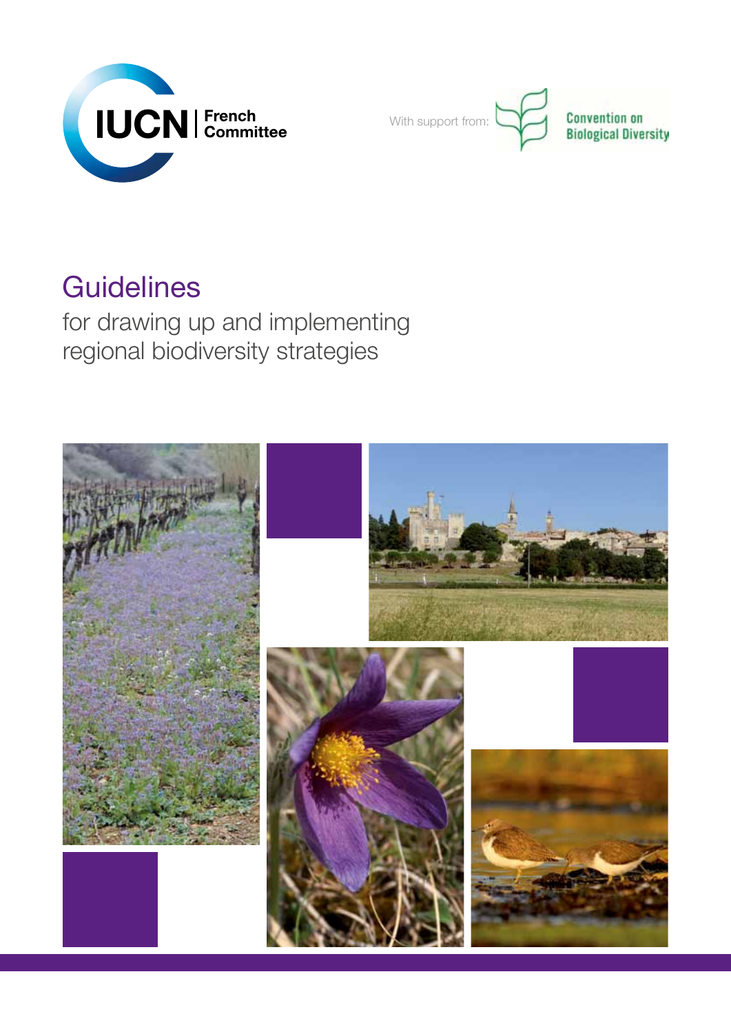IUCN | French Committee

With support from: Convention on Biological Diversity

# Guidelines

## for drawing up and implementing regional biodiversity strategies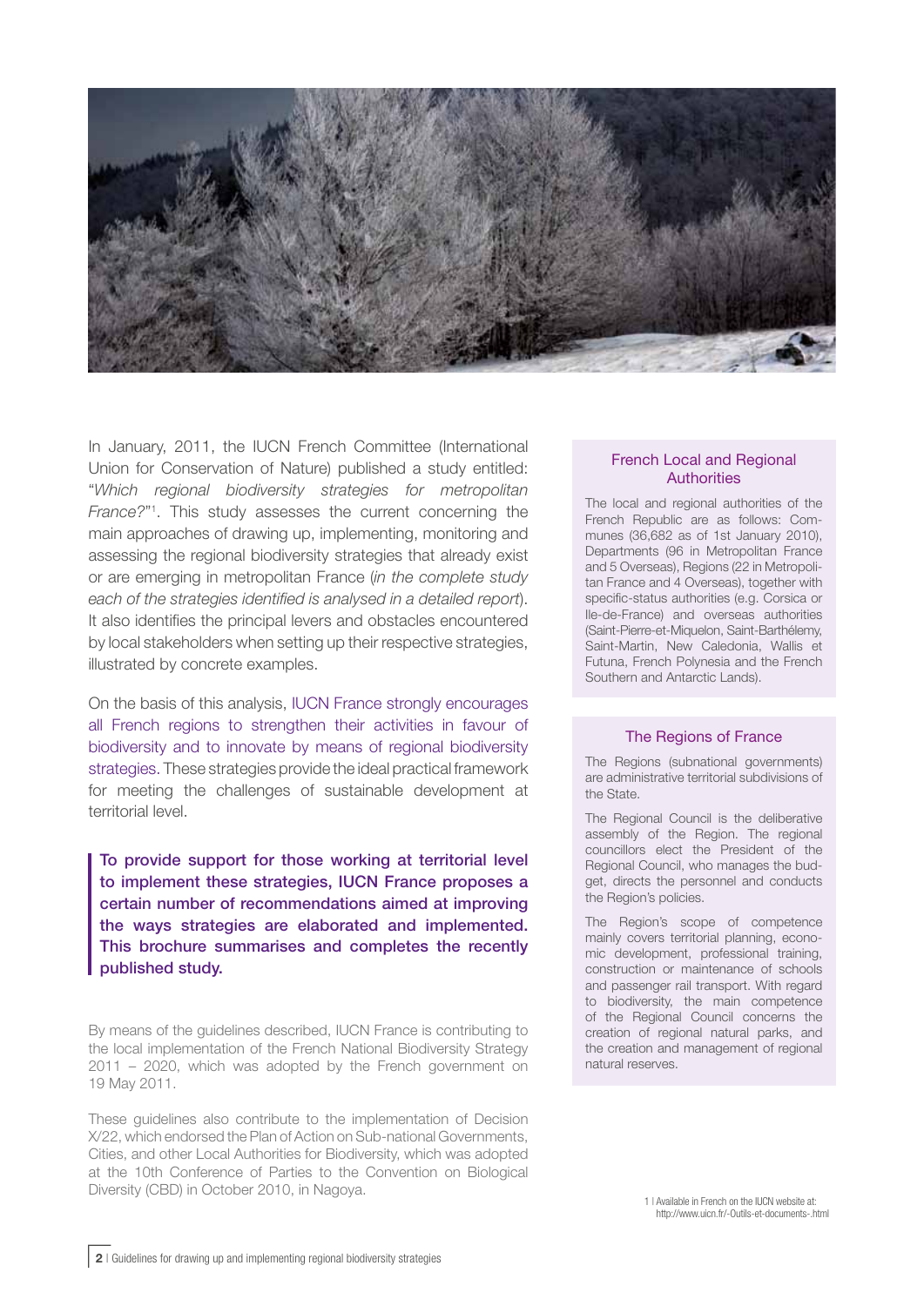In January, 2011, the IUCN French Committee (International Union for Conservation of Nature) published a study entitled: "*Which regional biodiversity strategies for metropolitan France?*"[1]. This study assesses the current concerning the main approaches of drawing up, implementing, monitoring and assessing the regional biodiversity strategies that already exist or are emerging in metropolitan France (*in the complete study each of the strategies identified is analysed in a detailed report*). It also identifies the principal levers and obstacles encountered by local stakeholders when setting up their respective strategies, illustrated by concrete examples.

On the basis of this analysis, IUCN France strongly encourages all French regions to strengthen their activities in favour of biodiversity and to innovate by means of regional biodiversity strategies. These strategies provide the ideal practical framework for meeting the challenges of sustainable development at territorial level.

**To provide support for those working at territorial level to implement these strategies, IUCN France proposes a certain number of recommendations aimed at improving the ways strategies are elaborated and implemented. This brochure summarises and completes the recently published study.**

By means of the guidelines described, IUCN France is contributing to the local implementation of the French National Biodiversity Strategy 2011 – 2020, which was adopted by the French government on 19 May 2011.

These guidelines also contribute to the implementation of Decision X/22, which endorsed the Plan of Action on Sub-national Governments, Cities, and other Local Authorities for Biodiversity, which was adopted at the 10th Conference of Parties to the Convention on Biological Diversity (CBD) in October 2010, in Nagoya.

### French Local and Regional Authorities

The local and regional authorities of the French Republic are as follows: Communes (36,682 as of 1st January 2010), Departments (96 in Metropolitan France and 5 Overseas), Regions (22 in Metropolitan France and 4 Overseas), together with specific-status authorities (e.g. Corsica or Ile-de-France) and overseas authorities (Saint-Pierre-et-Miquelon, Saint-Barthélemy, Saint-Martin, New Caledonia, Wallis et Futuna, French Polynesia and the French Southern and Antarctic Lands).

### The Regions of France

The Regions (subnational governments) are administrative territorial subdivisions of the State.

The Regional Council is the deliberative assembly of the Region. The regional councillors elect the President of the Regional Council, who manages the budget, directs the personnel and conducts the Region's policies.

The Region's scope of competence mainly covers territorial planning, economic development, professional training, construction or maintenance of schools and passenger rail transport. With regard to biodiversity, the main competence of the Regional Council concerns the creation of regional natural parks, and the creation and management of regional natural reserves.

[1] Available in French on the IUCN website at: http://www.uicn.fr/-Outils-et-documents-.html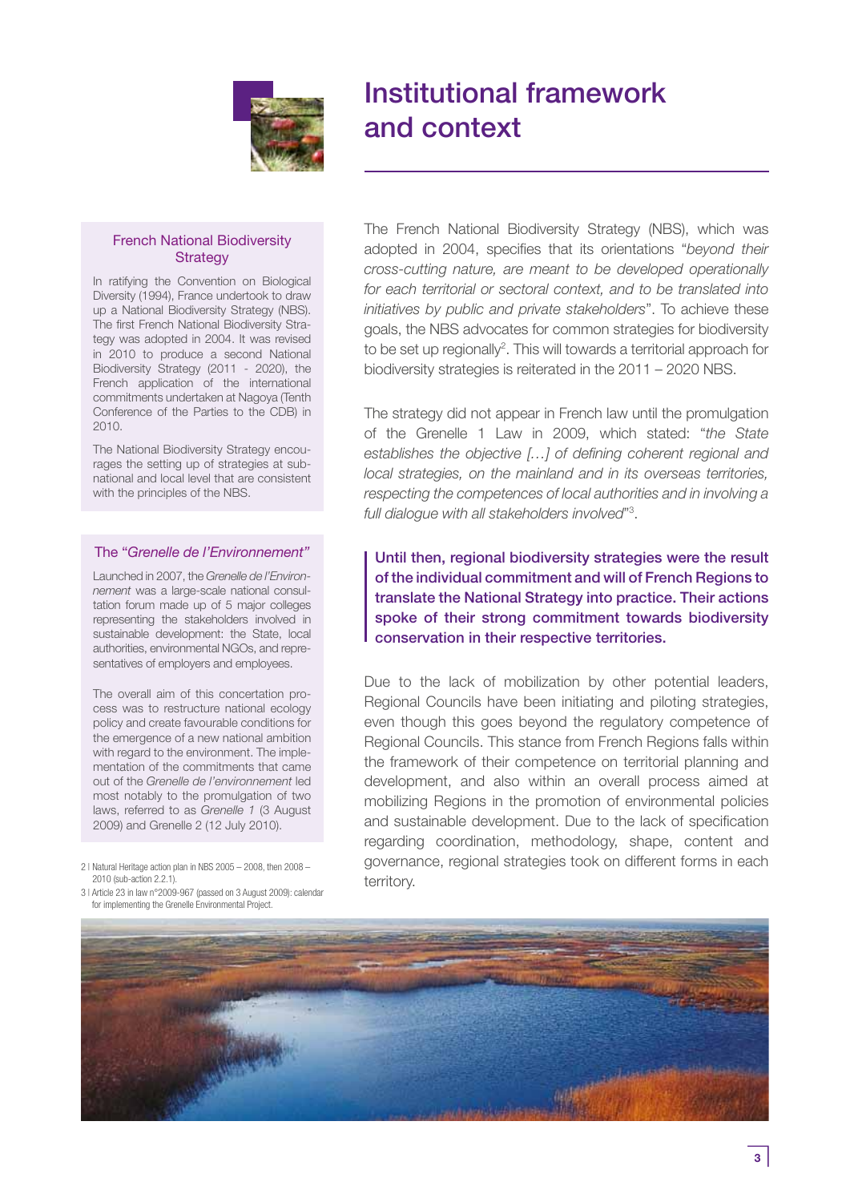# Institutional framework and context

The French National Biodiversity Strategy (NBS), which was adopted in 2004, specifies that its orientations "*beyond their cross-cutting nature, are meant to be developed operationally for each territorial or sectoral context, and to be translated into initiatives by public and private stakeholders*". To achieve these goals, the NBS advocates for common strategies for biodiversity to be set up regionally[2]. This will towards a territorial approach for biodiversity strategies is reiterated in the 2011 – 2020 NBS.

The strategy did not appear in French law until the promulgation of the Grenelle 1 Law in 2009, which stated: "*the State establishes the objective […] of defining coherent regional and local strategies, on the mainland and in its overseas territories, respecting the competences of local authorities and in involving a full dialogue with all stakeholders involved*"[3].

**Until then, regional biodiversity strategies were the result of the individual commitment and will of French Regions to translate the National Strategy into practice. Their actions spoke of their strong commitment towards biodiversity conservation in their respective territories.**

Due to the lack of mobilization by other potential leaders, Regional Councils have been initiating and piloting strategies, even though this goes beyond the regulatory competence of Regional Councils. This stance from French Regions falls within the framework of their competence on territorial planning and development, and also within an overall process aimed at mobilizing Regions in the promotion of environmental policies and sustainable development. Due to the lack of specification regarding coordination, methodology, shape, content and governance, regional strategies took on different forms in each territory.

## French National Biodiversity Strategy

In ratifying the Convention on Biological Diversity (1994), France undertook to draw up a National Biodiversity Strategy (NBS). The first French National Biodiversity Strategy was adopted in 2004. It was revised in 2010 to produce a second National Biodiversity Strategy (2011 - 2020), the French application of the international commitments undertaken at Nagoya (Tenth Conference of the Parties to the CDB) in 2010.

The National Biodiversity Strategy encourages the setting up of strategies at sub-national and local level that are consistent with the principles of the NBS.

## The "*Grenelle de l'Environnement*"

Launched in 2007, the *Grenelle de l'Environnement* was a large-scale national consultation forum made up of 5 major colleges representing the stakeholders involved in sustainable development: the State, local authorities, environmental NGOs, and representatives of employers and employees.

The overall aim of this concertation process was to restructure national ecology policy and create favourable conditions for the emergence of a new national ambition with regard to the environment. The implementation of the commitments that came out of the *Grenelle de l'environnement* led most notably to the promulgation of two laws, referred to as *Grenelle 1* (3 August 2009) and Grenelle 2 (12 July 2010).

2 | Natural Heritage action plan in NBS 2005 – 2008, then 2008 – 2010 (sub-action 2.2.1).

3 | Article 23 in law n°2009-967 (passed on 3 August 2009): calendar for implementing the Grenelle Environmental Project.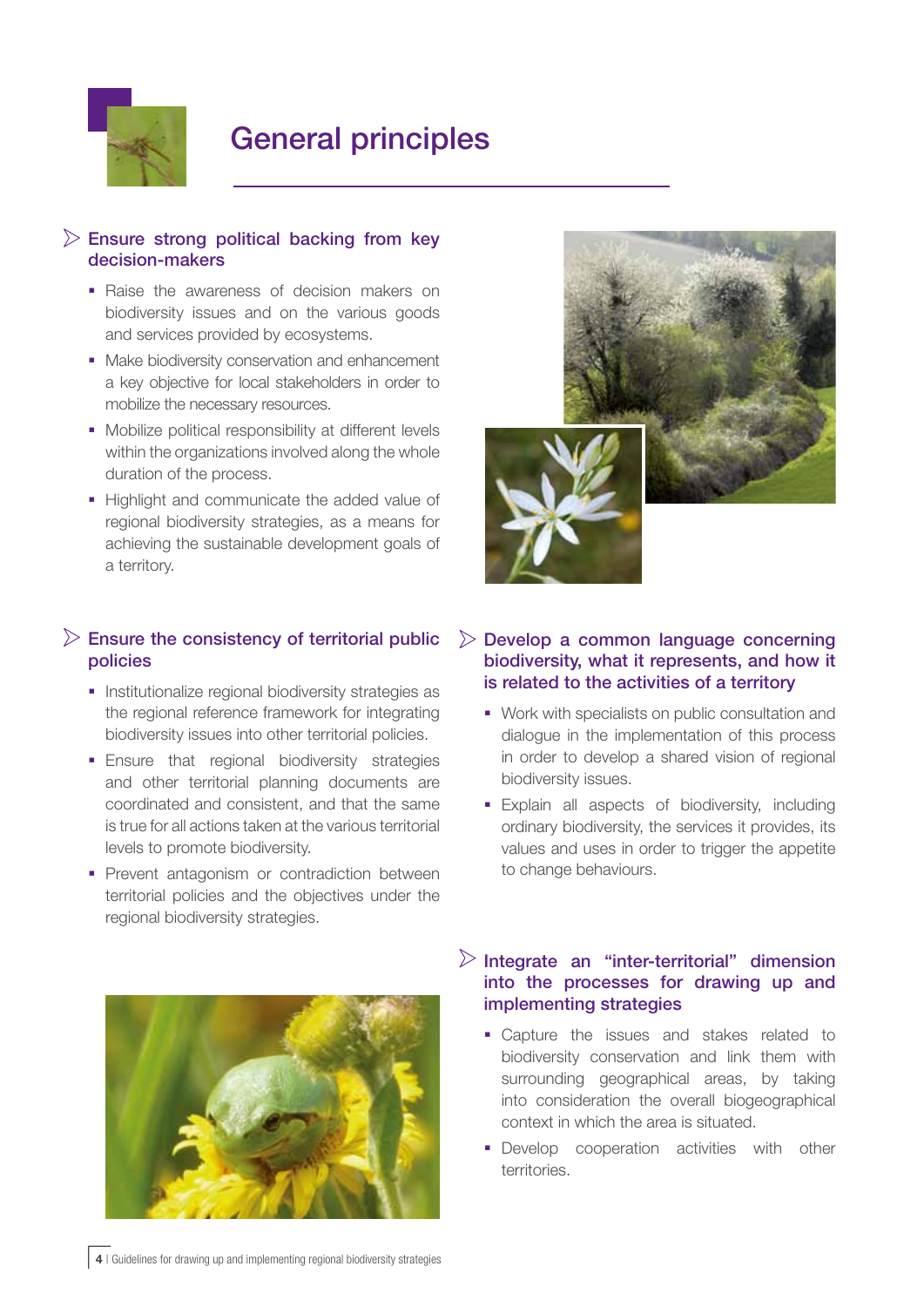# General principles

## Ensure strong political backing from key decision-makers

- Raise the awareness of decision makers on biodiversity issues and on the various goods and services provided by ecosystems.
- Make biodiversity conservation and enhancement a key objective for local stakeholders in order to mobilize the necessary resources.
- Mobilize political responsibility at different levels within the organizations involved along the whole duration of the process.
- Highlight and communicate the added value of regional biodiversity strategies, as a means for achieving the sustainable development goals of a territory.

## Ensure the consistency of territorial public policies

- Institutionalize regional biodiversity strategies as the regional reference framework for integrating biodiversity issues into other territorial policies.
- Ensure that regional biodiversity strategies and other territorial planning documents are coordinated and consistent, and that the same is true for all actions taken at the various territorial levels to promote biodiversity.
- Prevent antagonism or contradiction between territorial policies and the objectives under the regional biodiversity strategies.

## Develop a common language concerning biodiversity, what it represents, and how it is related to the activities of a territory

- Work with specialists on public consultation and dialogue in the implementation of this process in order to develop a shared vision of regional biodiversity issues.
- Explain all aspects of biodiversity, including ordinary biodiversity, the services it provides, its values and uses in order to trigger the appetite to change behaviours.

## Integrate an “inter-territorial” dimension into the processes for drawing up and implementing strategies

- Capture the issues and stakes related to biodiversity conservation and link them with surrounding geographical areas, by taking into consideration the overall biogeographical context in which the area is situated.
- Develop cooperation activities with other territories.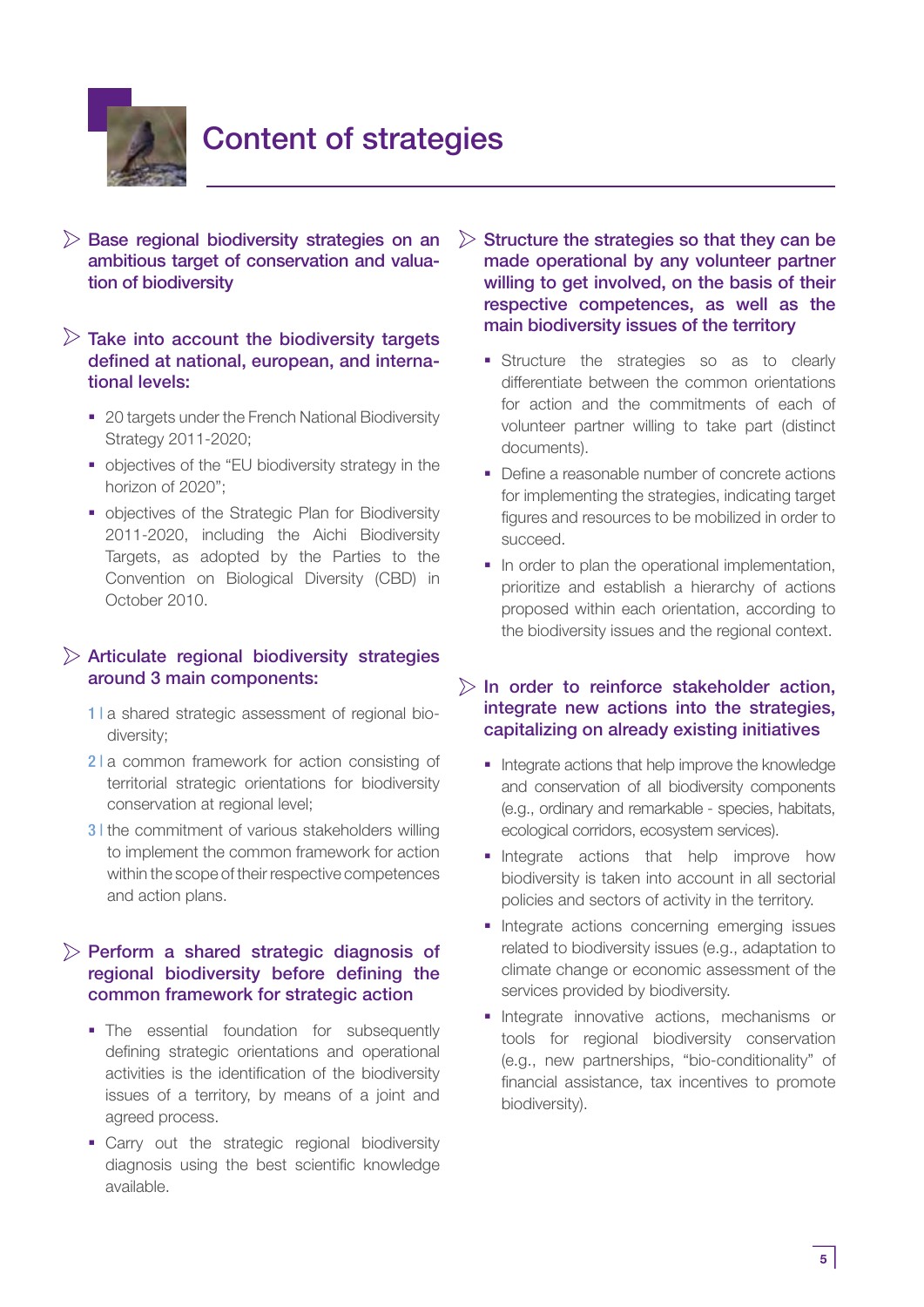# Content of strategies

### Base regional biodiversity strategies on an ambitious target of conservation and valuation of biodiversity

### Take into account the biodiversity targets defined at national, european, and international levels:

- 20 targets under the French National Biodiversity Strategy 2011-2020;
- objectives of the "EU biodiversity strategy in the horizon of 2020";
- objectives of the Strategic Plan for Biodiversity 2011-2020, including the Aichi Biodiversity Targets, as adopted by the Parties to the Convention on Biological Diversity (CBD) in October 2010.

### Articulate regional biodiversity strategies around 3 main components:

1 | a shared strategic assessment of regional biodiversity;

2 | a common framework for action consisting of territorial strategic orientations for biodiversity conservation at regional level;

3 | the commitment of various stakeholders willing to implement the common framework for action within the scope of their respective competences and action plans.

### Perform a shared strategic diagnosis of regional biodiversity before defining the common framework for strategic action

- The essential foundation for subsequently defining strategic orientations and operational activities is the identification of the biodiversity issues of a territory, by means of a joint and agreed process.
- Carry out the strategic regional biodiversity diagnosis using the best scientific knowledge available.

### Structure the strategies so that they can be made operational by any volunteer partner willing to get involved, on the basis of their respective competences, as well as the main biodiversity issues of the territory

- Structure the strategies so as to clearly differentiate between the common orientations for action and the commitments of each of volunteer partner willing to take part (distinct documents).
- Define a reasonable number of concrete actions for implementing the strategies, indicating target figures and resources to be mobilized in order to succeed.
- In order to plan the operational implementation, prioritize and establish a hierarchy of actions proposed within each orientation, according to the biodiversity issues and the regional context.

### In order to reinforce stakeholder action, integrate new actions into the strategies, capitalizing on already existing initiatives

- Integrate actions that help improve the knowledge and conservation of all biodiversity components (e.g., ordinary and remarkable - species, habitats, ecological corridors, ecosystem services).
- Integrate actions that help improve how biodiversity is taken into account in all sectorial policies and sectors of activity in the territory.
- Integrate actions concerning emerging issues related to biodiversity issues (e.g., adaptation to climate change or economic assessment of the services provided by biodiversity.
- Integrate innovative actions, mechanisms or tools for regional biodiversity conservation (e.g., new partnerships, "bio-conditionality" of financial assistance, tax incentives to promote biodiversity).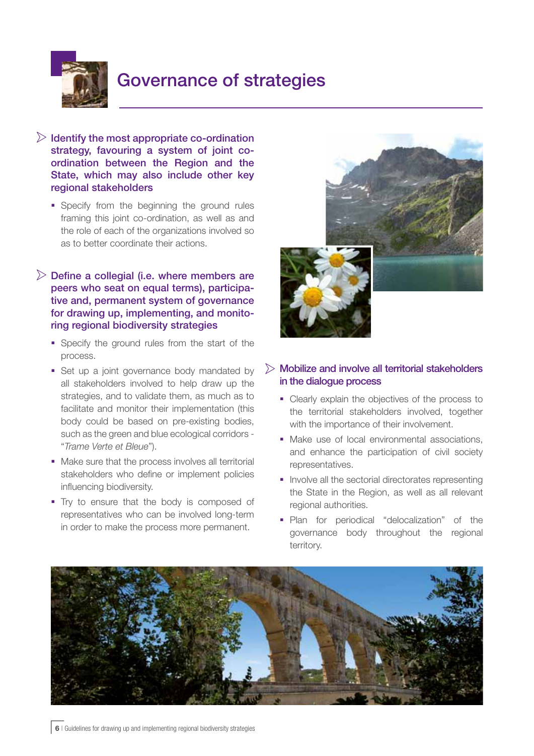# Governance of strategies

## Identify the most appropriate co-ordination strategy, favouring a system of joint co-ordination between the Region and the State, which may also include other key regional stakeholders

- Specify from the beginning the ground rules framing this joint co-ordination, as well as and the role of each of the organizations involved so as to better coordinate their actions.

## Define a collegial (i.e. where members are peers who seat on equal terms), participative and, permanent system of governance for drawing up, implementing, and monitoring regional biodiversity strategies

- Specify the ground rules from the start of the process.
- Set up a joint governance body mandated by all stakeholders involved to help draw up the strategies, and to validate them, as much as to facilitate and monitor their implementation (this body could be based on pre-existing bodies, such as the green and blue ecological corridors - "*Trame Verte et Bleue*").
- Make sure that the process involves all territorial stakeholders who define or implement policies influencing biodiversity.
- Try to ensure that the body is composed of representatives who can be involved long-term in order to make the process more permanent.

## Mobilize and involve all territorial stakeholders in the dialogue process

- Clearly explain the objectives of the process to the territorial stakeholders involved, together with the importance of their involvement.
- Make use of local environmental associations, and enhance the participation of civil society representatives.
- Involve all the sectorial directorates representing the State in the Region, as well as all relevant regional authorities.
- Plan for periodical "delocalization" of the governance body throughout the regional territory.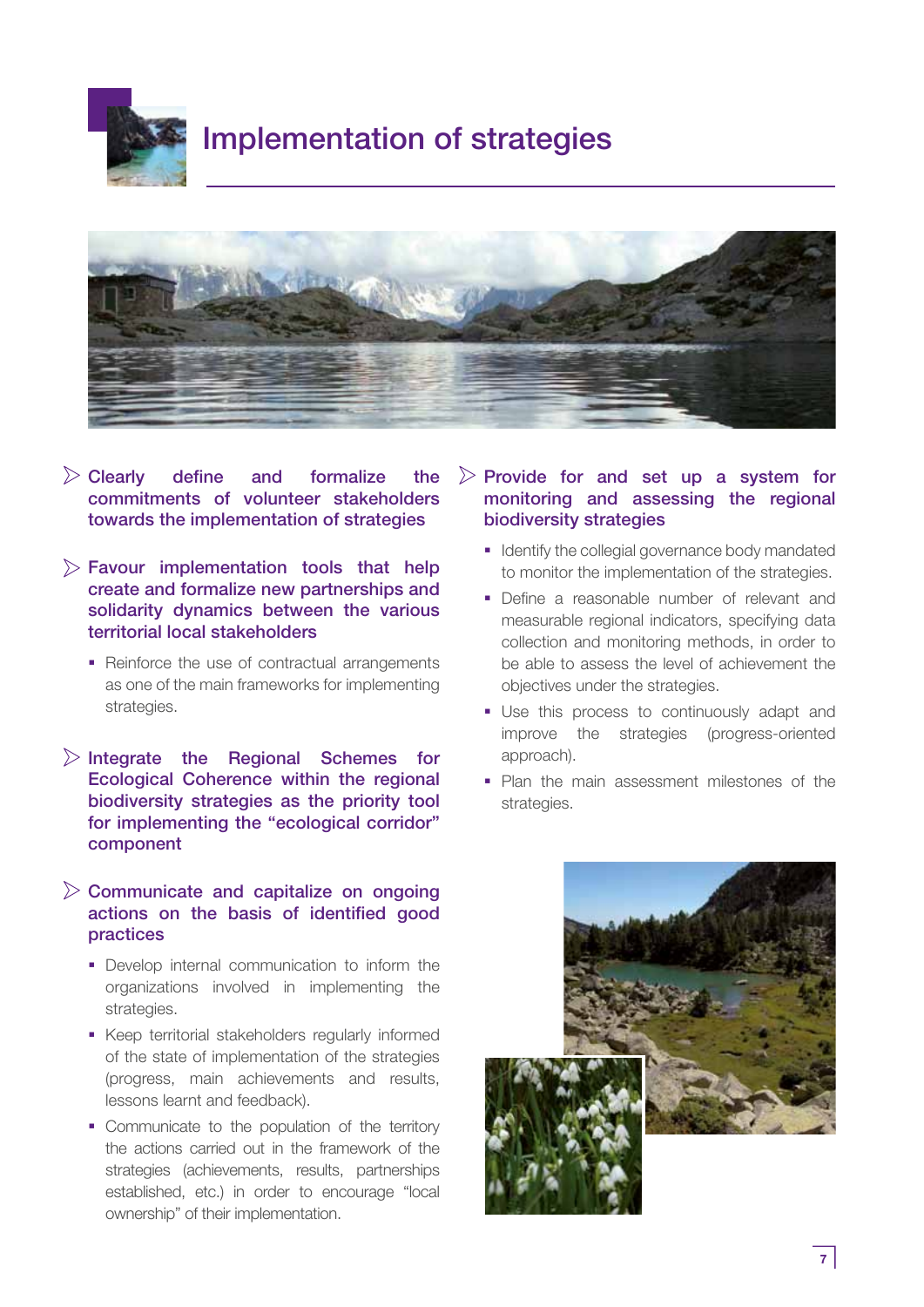# Implementation of strategies

## Clearly define and formalize the commitments of volunteer stakeholders towards the implementation of strategies

## Favour implementation tools that help create and formalize new partnerships and solidarity dynamics between the various territorial local stakeholders

- Reinforce the use of contractual arrangements as one of the main frameworks for implementing strategies.

## Integrate the Regional Schemes for Ecological Coherence within the regional biodiversity strategies as the priority tool for implementing the "ecological corridor" component

## Communicate and capitalize on ongoing actions on the basis of identified good practices

- Develop internal communication to inform the organizations involved in implementing the strategies.
- Keep territorial stakeholders regularly informed of the state of implementation of the strategies (progress, main achievements and results, lessons learnt and feedback).
- Communicate to the population of the territory the actions carried out in the framework of the strategies (achievements, results, partnerships established, etc.) in order to encourage "local ownership" of their implementation.

## Provide for and set up a system for monitoring and assessing the regional biodiversity strategies

- Identify the collegial governance body mandated to monitor the implementation of the strategies.
- Define a reasonable number of relevant and measurable regional indicators, specifying data collection and monitoring methods, in order to be able to assess the level of achievement the objectives under the strategies.
- Use this process to continuously adapt and improve the strategies (progress-oriented approach).
- Plan the main assessment milestones of the strategies.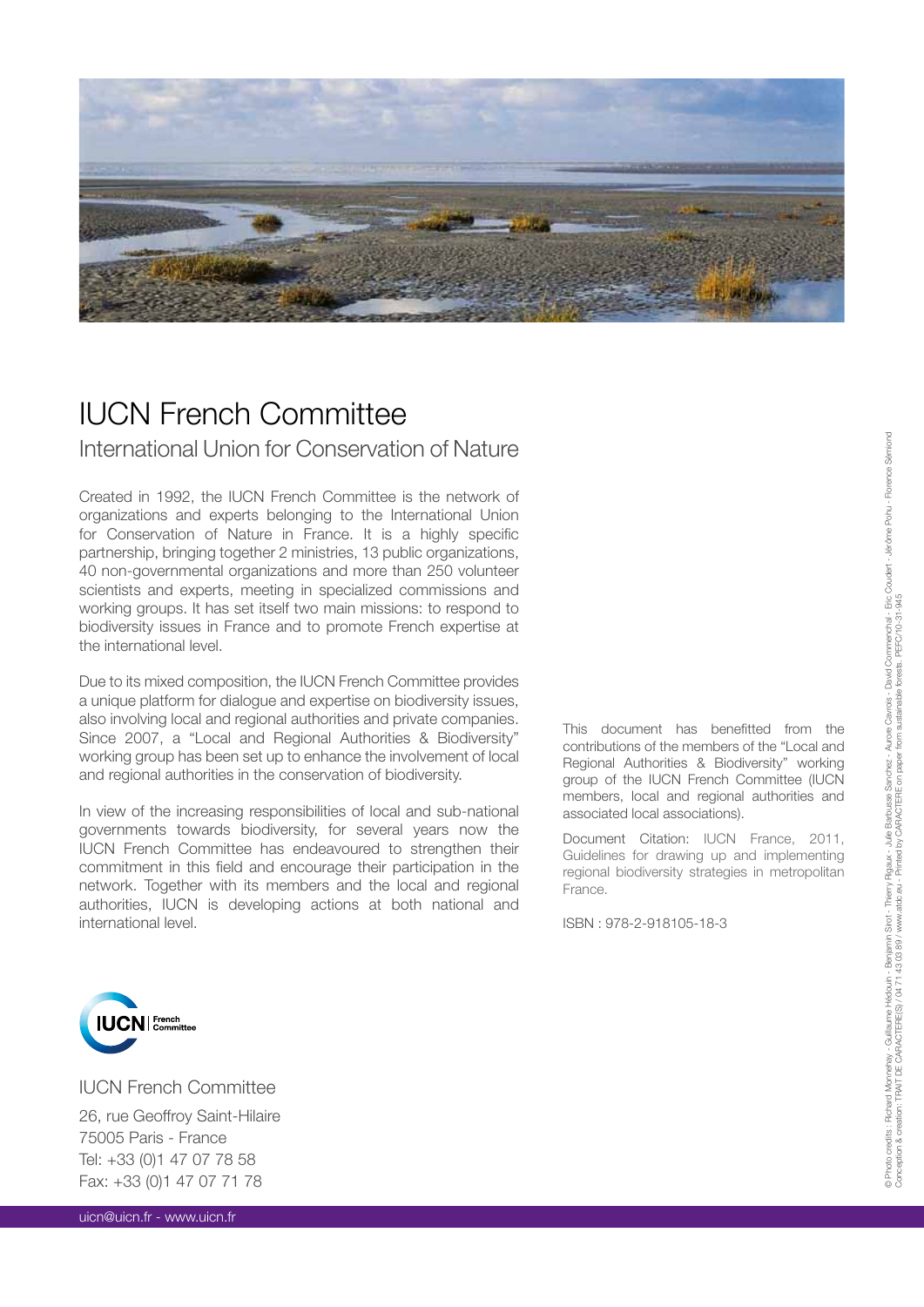# IUCN French Committee

## International Union for Conservation of Nature

Created in 1992, the IUCN French Committee is the network of organizations and experts belonging to the International Union for Conservation of Nature in France. It is a highly specific partnership, bringing together 2 ministries, 13 public organizations, 40 non-governmental organizations and more than 250 volunteer scientists and experts, meeting in specialized commissions and working groups. It has set itself two main missions: to respond to biodiversity issues in France and to promote French expertise at the international level.

Due to its mixed composition, the IUCN French Committee provides a unique platform for dialogue and expertise on biodiversity issues, also involving local and regional authorities and private companies. Since 2007, a "Local and Regional Authorities & Biodiversity" working group has been set up to enhance the involvement of local and regional authorities in the conservation of biodiversity.

In view of the increasing responsibilities of local and sub-national governments towards biodiversity, for several years now the IUCN French Committee has endeavoured to strengthen their commitment in this field and encourage their participation in the network. Together with its members and the local and regional authorities, IUCN is developing actions at both national and international level.

This document has benefitted from the contributions of the members of the "Local and Regional Authorities & Biodiversity" working group of the IUCN French Committee (IUCN members, local and regional authorities and associated local associations).

Document Citation: IUCN France, 2011, Guidelines for drawing up and implementing regional biodiversity strategies in metropolitan France.

ISBN : 978-2-918105-18-3

IUCN French Committee

26, rue Geoffroy Saint-Hilaire
75005 Paris - France
Tel: +33 (0)1 47 07 78 58
Fax: +33 (0)1 47 07 71 78

uicn@uicn.fr - www.uicn.fr

© Photo credits : Richard Monnehay - Guillaume Hédouin - Benjamin Sirot - Thierry Rigaux - Julie Barbusse Sanchez - Aurore Cavrois - David Commenchal - Eric Coudert - Jérôme Pohu - Florence Sémiond
Conception & creation: TRAIT DE CARACTERE(S) / 04 71 43 03 89 / www.atdc.eu - Printed by CARACTERE on paper from sustainable forests. PEFC/10-31-945